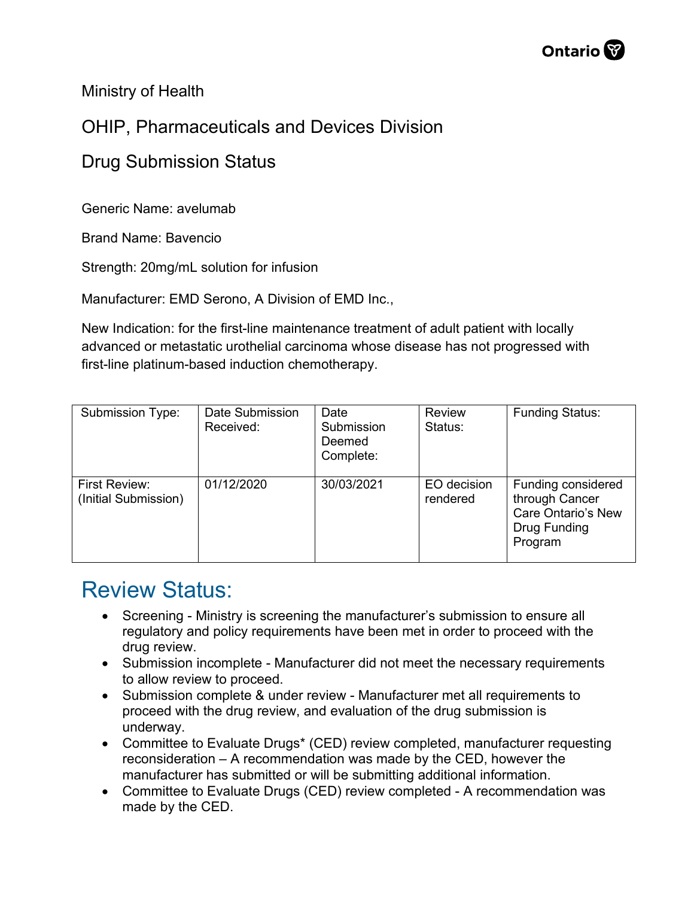Ministry of Health

OHIP, Pharmaceuticals and Devices Division

Drug Submission Status

Generic Name: avelumab

Brand Name: Bavencio

Strength: 20mg/mL solution for infusion

Manufacturer: EMD Serono, A Division of EMD Inc.,

New Indication: for the first-line maintenance treatment of adult patient with locally advanced or metastatic urothelial carcinoma whose disease has not progressed with first-line platinum-based induction chemotherapy.

| Submission Type: | Date Submission Received: | Date Submission Deemed Complete: | Review Status: | Funding Status: |
|---|---|---|---|---|
| First Review: (Initial Submission) | 01/12/2020 | 30/03/2021 | EO decision rendered | Funding considered through Cancer Care Ontario's New Drug Funding Program |

## Review Status:

- Screening - Ministry is screening the manufacturer's submission to ensure all regulatory and policy requirements have been met in order to proceed with the drug review.
- Submission incomplete - Manufacturer did not meet the necessary requirements to allow review to proceed.
- Submission complete & under review - Manufacturer met all requirements to proceed with the drug review, and evaluation of the drug submission is underway.
- Committee to Evaluate Drugs* (CED) review completed, manufacturer requesting reconsideration – A recommendation was made by the CED, however the manufacturer has submitted or will be submitting additional information.
- Committee to Evaluate Drugs (CED) review completed - A recommendation was made by the CED.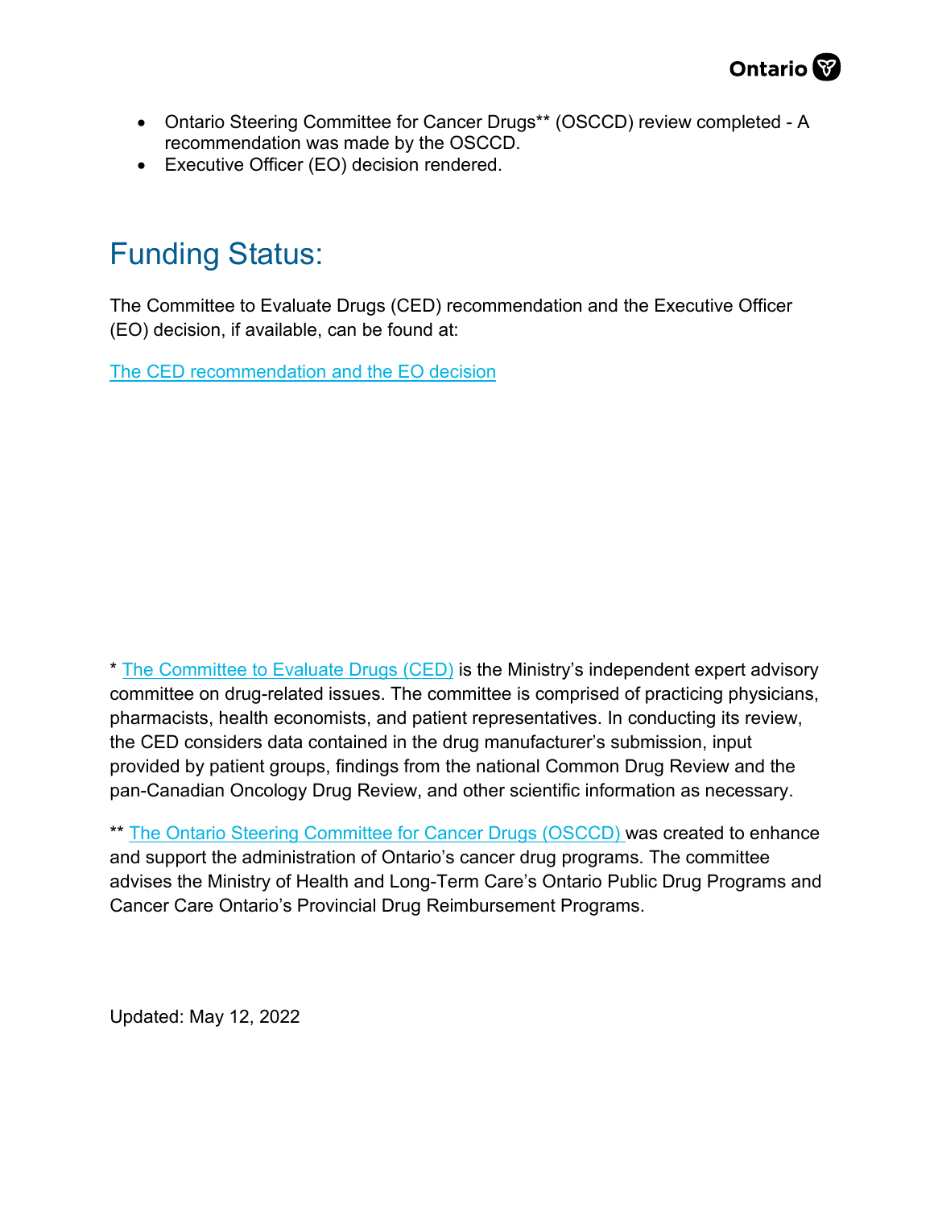- Ontario Steering Committee for Cancer Drugs** (OSCCD) review completed - A recommendation was made by the OSCCD.
- Executive Officer (EO) decision rendered.

## Funding Status:

The Committee to Evaluate Drugs (CED) recommendation and the Executive Officer (EO) decision, if available, can be found at:

The CED recommendation and the EO decision

* The Committee to Evaluate Drugs (CED) is the Ministry's independent expert advisory committee on drug-related issues. The committee is comprised of practicing physicians, pharmacists, health economists, and patient representatives. In conducting its review, the CED considers data contained in the drug manufacturer's submission, input provided by patient groups, findings from the national Common Drug Review and the pan-Canadian Oncology Drug Review, and other scientific information as necessary.

** The Ontario Steering Committee for Cancer Drugs (OSCCD) was created to enhance and support the administration of Ontario's cancer drug programs. The committee advises the Ministry of Health and Long-Term Care's Ontario Public Drug Programs and Cancer Care Ontario's Provincial Drug Reimbursement Programs.

Updated: May 12, 2022